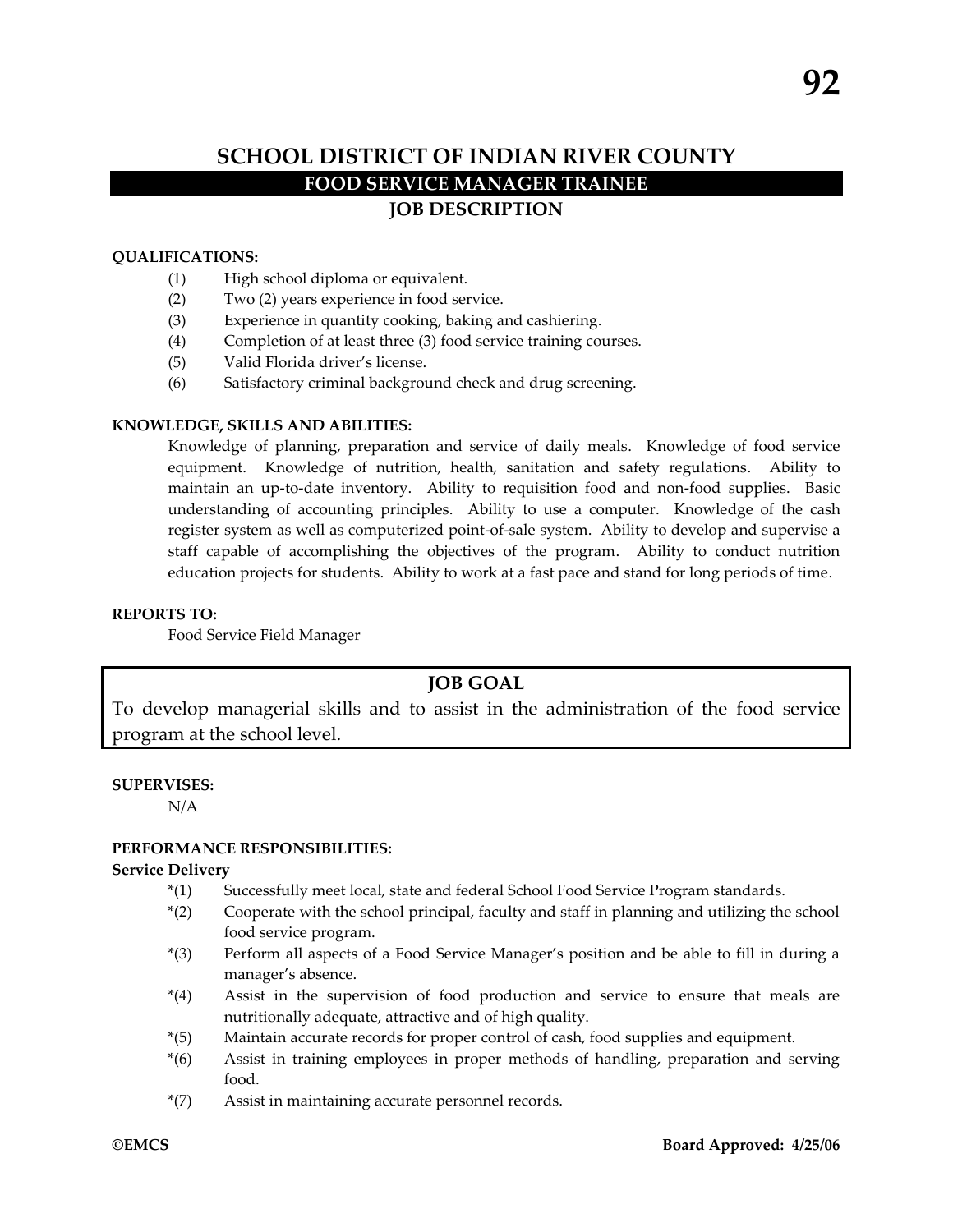# SCHOOL DISTRICT OF INDIAN RIVER COUNTY

## FOOD SERVICE MANAGER TRAINEE

## JOB DESCRIPTION

**QUALIFICATIONS:**

(1) High school diploma or equivalent.
(2) Two (2) years experience in food service.
(3) Experience in quantity cooking, baking and cashiering.
(4) Completion of at least three (3) food service training courses.
(5) Valid Florida driver's license.
(6) Satisfactory criminal background check and drug screening.

**KNOWLEDGE, SKILLS AND ABILITIES:**

Knowledge of planning, preparation and service of daily meals. Knowledge of food service equipment. Knowledge of nutrition, health, sanitation and safety regulations. Ability to maintain an up-to-date inventory. Ability to requisition food and non-food supplies. Basic understanding of accounting principles. Ability to use a computer. Knowledge of the cash register system as well as computerized point-of-sale system. Ability to develop and supervise a staff capable of accomplishing the objectives of the program. Ability to conduct nutrition education projects for students. Ability to work at a fast pace and stand for long periods of time.

**REPORTS TO:**

Food Service Field Manager

**JOB GOAL**

To develop managerial skills and to assist in the administration of the food service program at the school level.

**SUPERVISES:**

N/A

**PERFORMANCE RESPONSIBILITIES:**

**Service Delivery**

*(1) Successfully meet local, state and federal School Food Service Program standards.
*(2) Cooperate with the school principal, faculty and staff in planning and utilizing the school food service program.
*(3) Perform all aspects of a Food Service Manager's position and be able to fill in during a manager's absence.
*(4) Assist in the supervision of food production and service to ensure that meals are nutritionally adequate, attractive and of high quality.
*(5) Maintain accurate records for proper control of cash, food supplies and equipment.
*(6) Assist in training employees in proper methods of handling, preparation and serving food.
*(7) Assist in maintaining accurate personnel records.

**©EMCS** **Board Approved: 4/25/06**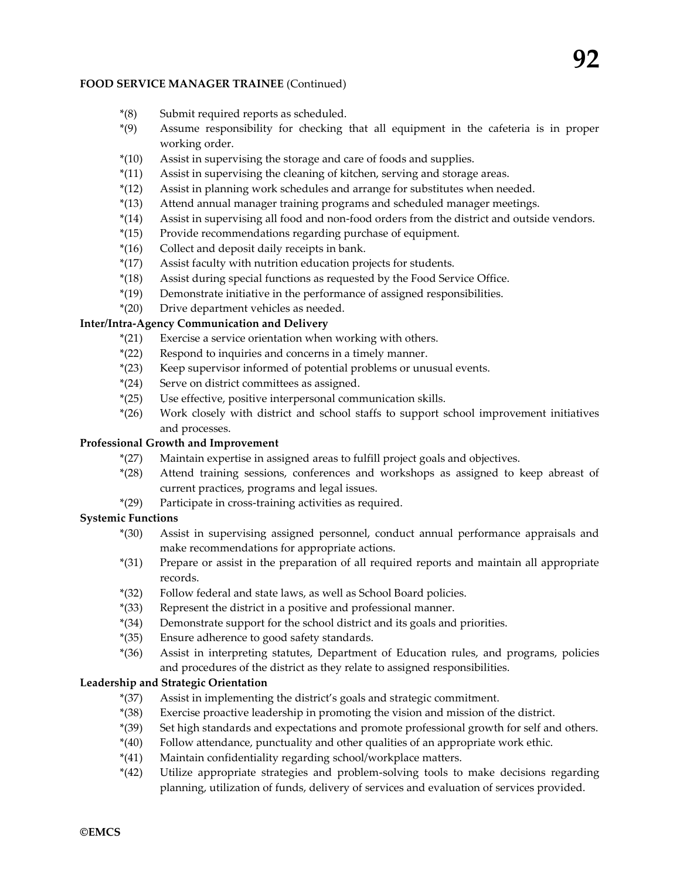**FOOD SERVICE MANAGER TRAINEE** (Continued)

*(8) Submit required reports as scheduled.

*(9) Assume responsibility for checking that all equipment in the cafeteria is in proper working order.

*(10) Assist in supervising the storage and care of foods and supplies.

*(11) Assist in supervising the cleaning of kitchen, serving and storage areas.

*(12) Assist in planning work schedules and arrange for substitutes when needed.

*(13) Attend annual manager training programs and scheduled manager meetings.

*(14) Assist in supervising all food and non-food orders from the district and outside vendors.

*(15) Provide recommendations regarding purchase of equipment.

*(16) Collect and deposit daily receipts in bank.

*(17) Assist faculty with nutrition education projects for students.

*(18) Assist during special functions as requested by the Food Service Office.

*(19) Demonstrate initiative in the performance of assigned responsibilities.

*(20) Drive department vehicles as needed.

**Inter/Intra-Agency Communication and Delivery**

*(21) Exercise a service orientation when working with others.

*(22) Respond to inquiries and concerns in a timely manner.

*(23) Keep supervisor informed of potential problems or unusual events.

*(24) Serve on district committees as assigned.

*(25) Use effective, positive interpersonal communication skills.

*(26) Work closely with district and school staffs to support school improvement initiatives and processes.

**Professional Growth and Improvement**

*(27) Maintain expertise in assigned areas to fulfill project goals and objectives.

*(28) Attend training sessions, conferences and workshops as assigned to keep abreast of current practices, programs and legal issues.

*(29) Participate in cross-training activities as required.

**Systemic Functions**

*(30) Assist in supervising assigned personnel, conduct annual performance appraisals and make recommendations for appropriate actions.

*(31) Prepare or assist in the preparation of all required reports and maintain all appropriate records.

*(32) Follow federal and state laws, as well as School Board policies.

*(33) Represent the district in a positive and professional manner.

*(34) Demonstrate support for the school district and its goals and priorities.

*(35) Ensure adherence to good safety standards.

*(36) Assist in interpreting statutes, Department of Education rules, and programs, policies and procedures of the district as they relate to assigned responsibilities.

**Leadership and Strategic Orientation**

*(37) Assist in implementing the district's goals and strategic commitment.

*(38) Exercise proactive leadership in promoting the vision and mission of the district.

*(39) Set high standards and expectations and promote professional growth for self and others.

*(40) Follow attendance, punctuality and other qualities of an appropriate work ethic.

*(41) Maintain confidentiality regarding school/workplace matters.

*(42) Utilize appropriate strategies and problem-solving tools to make decisions regarding planning, utilization of funds, delivery of services and evaluation of services provided.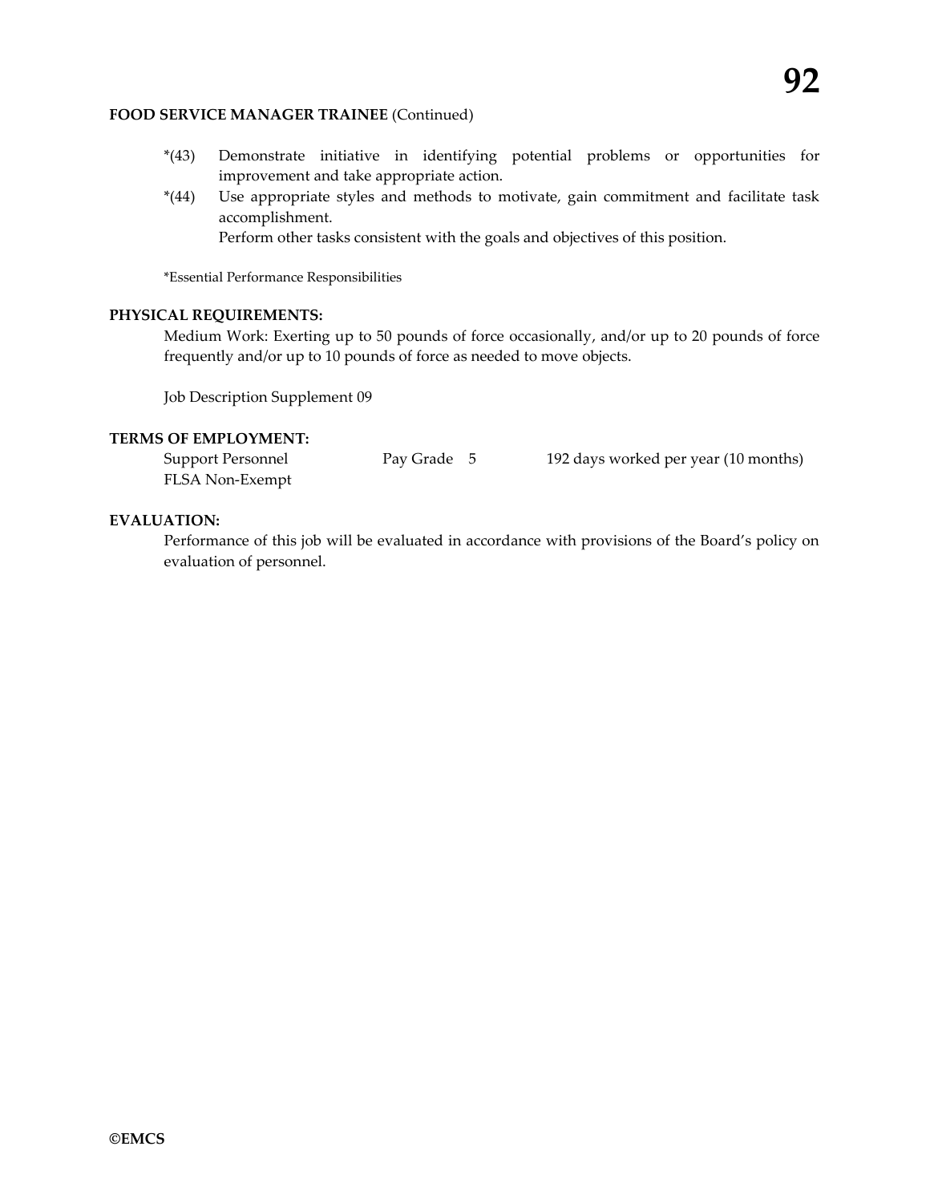**FOOD SERVICE MANAGER TRAINEE** (Continued)

*(43) Demonstrate initiative in identifying potential problems or opportunities for improvement and take appropriate action.

*(44) Use appropriate styles and methods to motivate, gain commitment and facilitate task accomplishment.

Perform other tasks consistent with the goals and objectives of this position.

*Essential Performance Responsibilities

**PHYSICAL REQUIREMENTS:**

Medium Work: Exerting up to 50 pounds of force occasionally, and/or up to 20 pounds of force frequently and/or up to 10 pounds of force as needed to move objects.

Job Description Supplement 09

**TERMS OF EMPLOYMENT:**

| | | |
|---|---|---|
| Support Personnel | Pay Grade 5 | 192 days worked per year (10 months) |
| FLSA Non-Exempt | | |

**EVALUATION:**

Performance of this job will be evaluated in accordance with provisions of the Board's policy on evaluation of personnel.

**©EMCS**